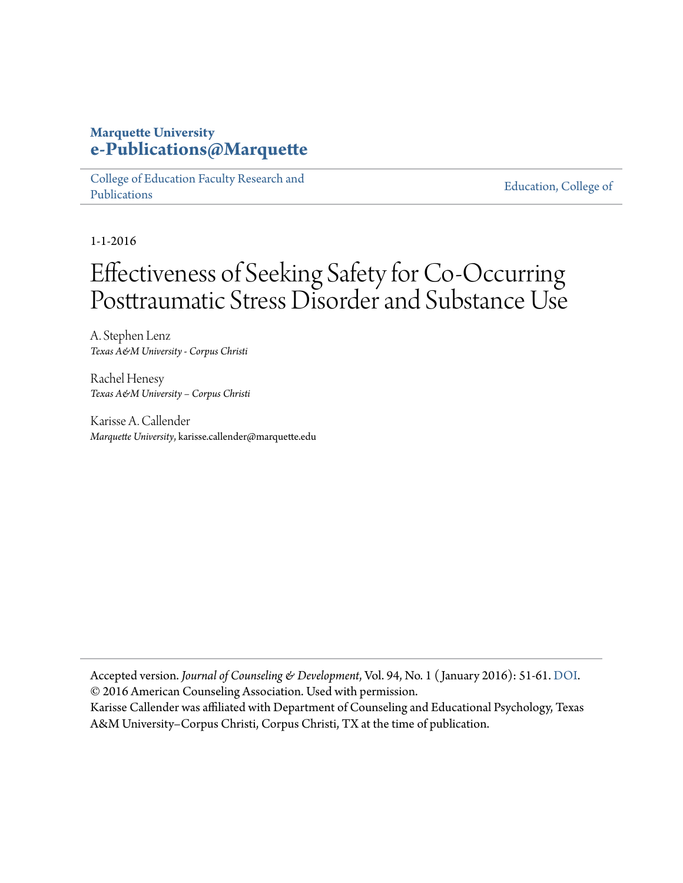**Marquette University**
**e-Publications@Marquette**

College of Education Faculty Research and Publications | Education, College of

1-1-2016

# Effectiveness of Seeking Safety for Co-Occurring Posttraumatic Stress Disorder and Substance Use

A. Stephen Lenz
*Texas A&M University - Corpus Christi*

Rachel Henesy
*Texas A&M University – Corpus Christi*

Karisse A. Callender
*Marquette University*, karisse.callender@marquette.edu

---

Accepted version. *Journal of Counseling & Development*, Vol. 94, No. 1 (January 2016): 51-61. DOI.
© 2016 American Counseling Association. Used with permission.
Karisse Callender was affiliated with Department of Counseling and Educational Psychology, Texas A&M University–Corpus Christi, Corpus Christi, TX at the time of publication.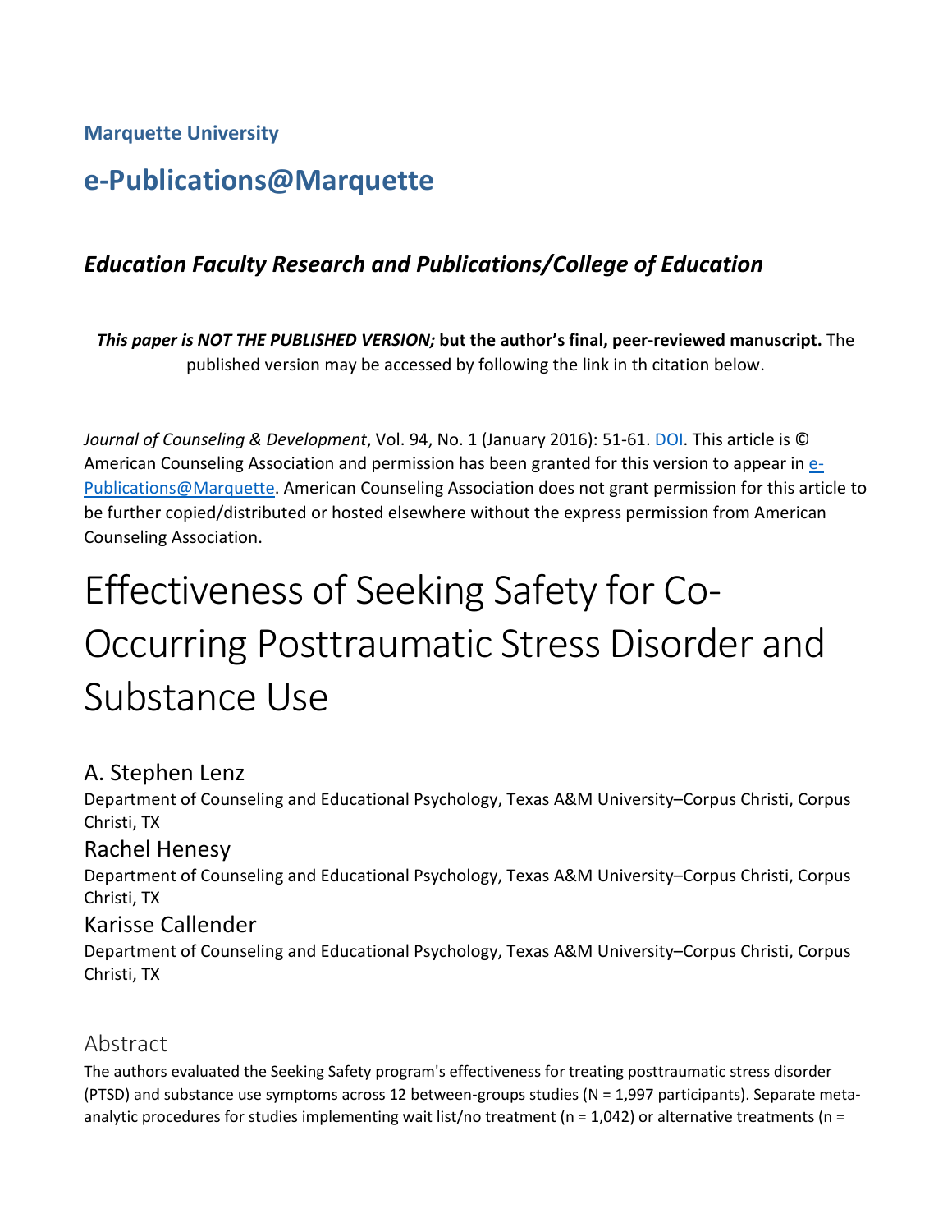Marquette University

e-Publications@Marquette

*Education Faculty Research and Publications/College of Education*

***This paper is NOT THE PUBLISHED VERSION;* but the author's final, peer-reviewed manuscript.** The published version may be accessed by following the link in th citation below.

*Journal of Counseling & Development*, Vol. 94, No. 1 (January 2016): 51-61. DOI. This article is © American Counseling Association and permission has been granted for this version to appear in e-Publications@Marquette. American Counseling Association does not grant permission for this article to be further copied/distributed or hosted elsewhere without the express permission from American Counseling Association.

# Effectiveness of Seeking Safety for Co-Occurring Posttraumatic Stress Disorder and Substance Use

A. Stephen Lenz
Department of Counseling and Educational Psychology, Texas A&M University–Corpus Christi, Corpus Christi, TX

Rachel Henesy
Department of Counseling and Educational Psychology, Texas A&M University–Corpus Christi, Corpus Christi, TX

Karisse Callender
Department of Counseling and Educational Psychology, Texas A&M University–Corpus Christi, Corpus Christi, TX

## Abstract

The authors evaluated the Seeking Safety program's effectiveness for treating posttraumatic stress disorder (PTSD) and substance use symptoms across 12 between-groups studies (N = 1,997 participants). Separate meta-analytic procedures for studies implementing wait list/no treatment (n = 1,042) or alternative treatments (n =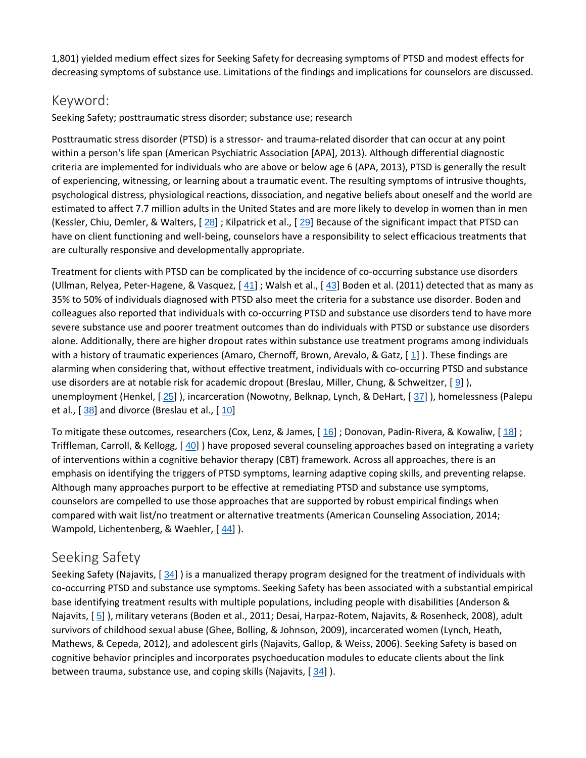1,801) yielded medium effect sizes for Seeking Safety for decreasing symptoms of PTSD and modest effects for decreasing symptoms of substance use. Limitations of the findings and implications for counselors are discussed.

## Keyword:

Seeking Safety; posttraumatic stress disorder; substance use; research

Posttraumatic stress disorder (PTSD) is a stressor- and trauma-related disorder that can occur at any point within a person's life span (American Psychiatric Association [APA], 2013). Although differential diagnostic criteria are implemented for individuals who are above or below age 6 (APA, 2013), PTSD is generally the result of experiencing, witnessing, or learning about a traumatic event. The resulting symptoms of intrusive thoughts, psychological distress, physiological reactions, dissociation, and negative beliefs about oneself and the world are estimated to affect 7.7 million adults in the United States and are more likely to develop in women than in men (Kessler, Chiu, Demler, & Walters, [ 28] ; Kilpatrick et al., [ 29] Because of the significant impact that PTSD can have on client functioning and well-being, counselors have a responsibility to select efficacious treatments that are culturally responsive and developmentally appropriate.

Treatment for clients with PTSD can be complicated by the incidence of co-occurring substance use disorders (Ullman, Relyea, Peter-Hagene, & Vasquez, [ 41] ; Walsh et al., [ 43] Boden et al. (2011) detected that as many as 35% to 50% of individuals diagnosed with PTSD also meet the criteria for a substance use disorder. Boden and colleagues also reported that individuals with co-occurring PTSD and substance use disorders tend to have more severe substance use and poorer treatment outcomes than do individuals with PTSD or substance use disorders alone. Additionally, there are higher dropout rates within substance use treatment programs among individuals with a history of traumatic experiences (Amaro, Chernoff, Brown, Arevalo, & Gatz, [ 1] ). These findings are alarming when considering that, without effective treatment, individuals with co-occurring PTSD and substance use disorders are at notable risk for academic dropout (Breslau, Miller, Chung, & Schweitzer, [ 9] ), unemployment (Henkel, [ 25] ), incarceration (Nowotny, Belknap, Lynch, & DeHart, [ 37] ), homelessness (Palepu et al., [ 38] and divorce (Breslau et al., [ 10]

To mitigate these outcomes, researchers (Cox, Lenz, & James, [ 16] ; Donovan, Padin-Rivera, & Kowaliw, [ 18] ; Triffleman, Carroll, & Kellogg, [ 40] ) have proposed several counseling approaches based on integrating a variety of interventions within a cognitive behavior therapy (CBT) framework. Across all approaches, there is an emphasis on identifying the triggers of PTSD symptoms, learning adaptive coping skills, and preventing relapse. Although many approaches purport to be effective at remediating PTSD and substance use symptoms, counselors are compelled to use those approaches that are supported by robust empirical findings when compared with wait list/no treatment or alternative treatments (American Counseling Association, 2014; Wampold, Lichentenberg, & Waehler, [ 44] ).

## Seeking Safety

Seeking Safety (Najavits, [ 34] ) is a manualized therapy program designed for the treatment of individuals with co-occurring PTSD and substance use symptoms. Seeking Safety has been associated with a substantial empirical base identifying treatment results with multiple populations, including people with disabilities (Anderson & Najavits, [ 5] ), military veterans (Boden et al., 2011; Desai, Harpaz-Rotem, Najavits, & Rosenheck, 2008), adult survivors of childhood sexual abuse (Ghee, Bolling, & Johnson, 2009), incarcerated women (Lynch, Heath, Mathews, & Cepeda, 2012), and adolescent girls (Najavits, Gallop, & Weiss, 2006). Seeking Safety is based on cognitive behavior principles and incorporates psychoeducation modules to educate clients about the link between trauma, substance use, and coping skills (Najavits, [ 34] ).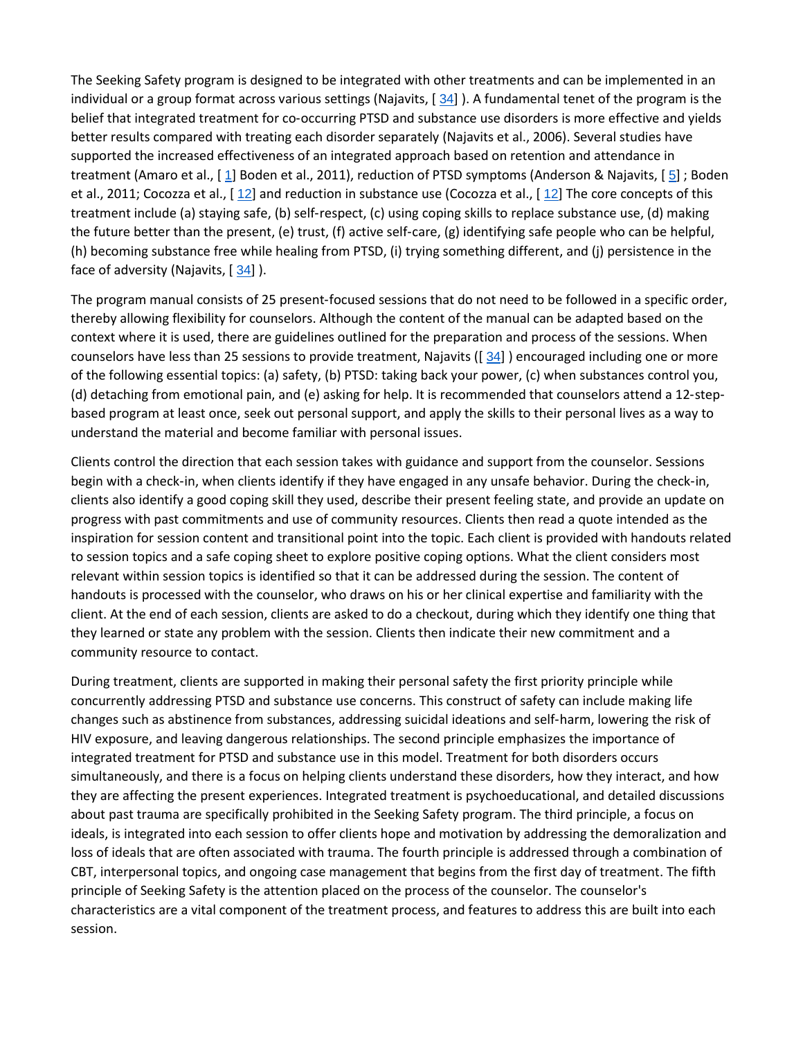The Seeking Safety program is designed to be integrated with other treatments and can be implemented in an individual or a group format across various settings (Najavits, [ 34] ). A fundamental tenet of the program is the belief that integrated treatment for co-occurring PTSD and substance use disorders is more effective and yields better results compared with treating each disorder separately (Najavits et al., 2006). Several studies have supported the increased effectiveness of an integrated approach based on retention and attendance in treatment (Amaro et al., [ 1] Boden et al., 2011), reduction of PTSD symptoms (Anderson & Najavits, [ 5] ; Boden et al., 2011; Cocozza et al., [ 12] and reduction in substance use (Cocozza et al., [ 12] The core concepts of this treatment include (a) staying safe, (b) self-respect, (c) using coping skills to replace substance use, (d) making the future better than the present, (e) trust, (f) active self-care, (g) identifying safe people who can be helpful, (h) becoming substance free while healing from PTSD, (i) trying something different, and (j) persistence in the face of adversity (Najavits, [ 34] ).

The program manual consists of 25 present-focused sessions that do not need to be followed in a specific order, thereby allowing flexibility for counselors. Although the content of the manual can be adapted based on the context where it is used, there are guidelines outlined for the preparation and process of the sessions. When counselors have less than 25 sessions to provide treatment, Najavits ([ 34] ) encouraged including one or more of the following essential topics: (a) safety, (b) PTSD: taking back your power, (c) when substances control you, (d) detaching from emotional pain, and (e) asking for help. It is recommended that counselors attend a 12-step-based program at least once, seek out personal support, and apply the skills to their personal lives as a way to understand the material and become familiar with personal issues.

Clients control the direction that each session takes with guidance and support from the counselor. Sessions begin with a check-in, when clients identify if they have engaged in any unsafe behavior. During the check-in, clients also identify a good coping skill they used, describe their present feeling state, and provide an update on progress with past commitments and use of community resources. Clients then read a quote intended as the inspiration for session content and transitional point into the topic. Each client is provided with handouts related to session topics and a safe coping sheet to explore positive coping options. What the client considers most relevant within session topics is identified so that it can be addressed during the session. The content of handouts is processed with the counselor, who draws on his or her clinical expertise and familiarity with the client. At the end of each session, clients are asked to do a checkout, during which they identify one thing that they learned or state any problem with the session. Clients then indicate their new commitment and a community resource to contact.

During treatment, clients are supported in making their personal safety the first priority principle while concurrently addressing PTSD and substance use concerns. This construct of safety can include making life changes such as abstinence from substances, addressing suicidal ideations and self-harm, lowering the risk of HIV exposure, and leaving dangerous relationships. The second principle emphasizes the importance of integrated treatment for PTSD and substance use in this model. Treatment for both disorders occurs simultaneously, and there is a focus on helping clients understand these disorders, how they interact, and how they are affecting the present experiences. Integrated treatment is psychoeducational, and detailed discussions about past trauma are specifically prohibited in the Seeking Safety program. The third principle, a focus on ideals, is integrated into each session to offer clients hope and motivation by addressing the demoralization and loss of ideals that are often associated with trauma. The fourth principle is addressed through a combination of CBT, interpersonal topics, and ongoing case management that begins from the first day of treatment. The fifth principle of Seeking Safety is the attention placed on the process of the counselor. The counselor's characteristics are a vital component of the treatment process, and features to address this are built into each session.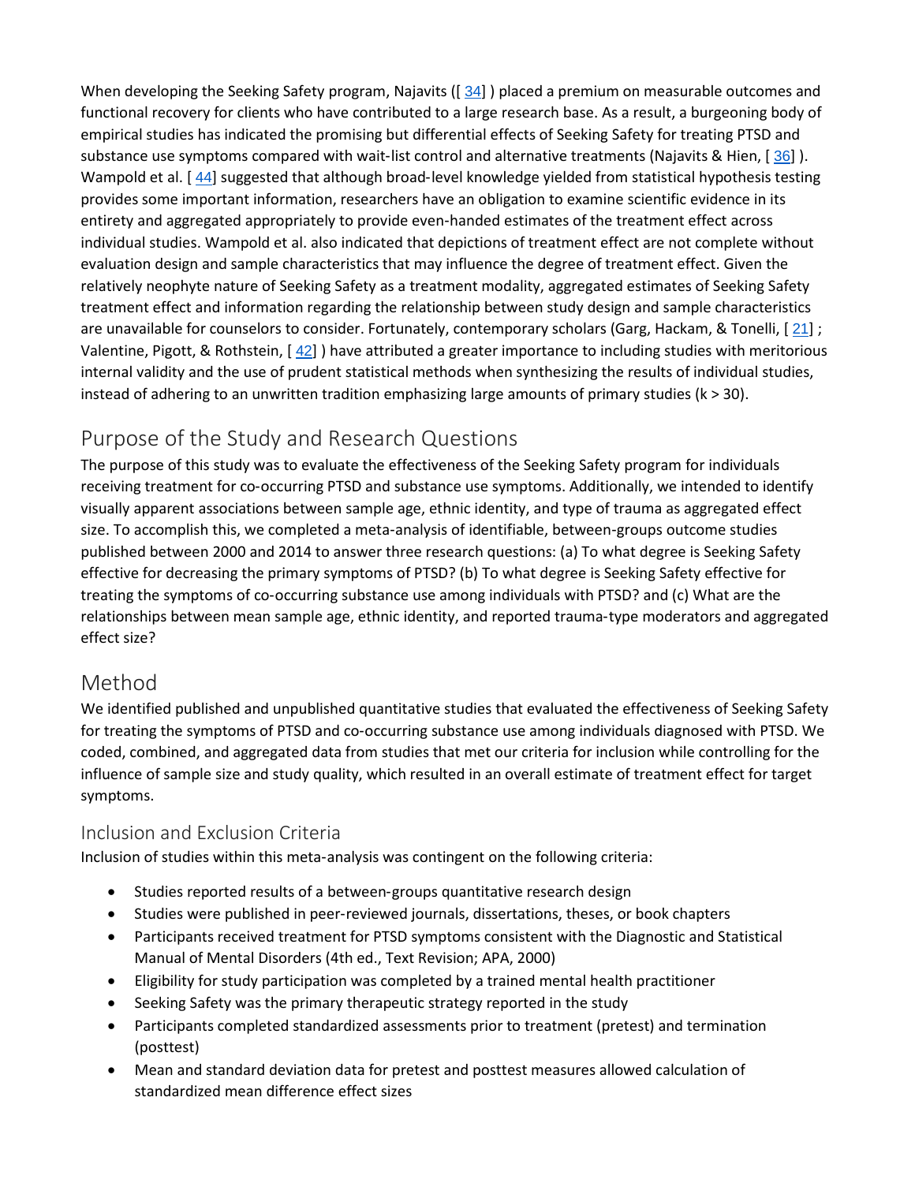When developing the Seeking Safety program, Najavits ([ 34] ) placed a premium on measurable outcomes and functional recovery for clients who have contributed to a large research base. As a result, a burgeoning body of empirical studies has indicated the promising but differential effects of Seeking Safety for treating PTSD and substance use symptoms compared with wait-list control and alternative treatments (Najavits & Hien, [ 36] ). Wampold et al. [ 44] suggested that although broad-level knowledge yielded from statistical hypothesis testing provides some important information, researchers have an obligation to examine scientific evidence in its entirety and aggregated appropriately to provide even-handed estimates of the treatment effect across individual studies. Wampold et al. also indicated that depictions of treatment effect are not complete without evaluation design and sample characteristics that may influence the degree of treatment effect. Given the relatively neophyte nature of Seeking Safety as a treatment modality, aggregated estimates of Seeking Safety treatment effect and information regarding the relationship between study design and sample characteristics are unavailable for counselors to consider. Fortunately, contemporary scholars (Garg, Hackam, & Tonelli, [ 21] ; Valentine, Pigott, & Rothstein, [ 42] ) have attributed a greater importance to including studies with meritorious internal validity and the use of prudent statistical methods when synthesizing the results of individual studies, instead of adhering to an unwritten tradition emphasizing large amounts of primary studies ($k > 30$).

## Purpose of the Study and Research Questions

The purpose of this study was to evaluate the effectiveness of the Seeking Safety program for individuals receiving treatment for co-occurring PTSD and substance use symptoms. Additionally, we intended to identify visually apparent associations between sample age, ethnic identity, and type of trauma as aggregated effect size. To accomplish this, we completed a meta-analysis of identifiable, between-groups outcome studies published between 2000 and 2014 to answer three research questions: (a) To what degree is Seeking Safety effective for decreasing the primary symptoms of PTSD? (b) To what degree is Seeking Safety effective for treating the symptoms of co-occurring substance use among individuals with PTSD? and (c) What are the relationships between mean sample age, ethnic identity, and reported trauma-type moderators and aggregated effect size?

## Method

We identified published and unpublished quantitative studies that evaluated the effectiveness of Seeking Safety for treating the symptoms of PTSD and co-occurring substance use among individuals diagnosed with PTSD. We coded, combined, and aggregated data from studies that met our criteria for inclusion while controlling for the influence of sample size and study quality, which resulted in an overall estimate of treatment effect for target symptoms.

### Inclusion and Exclusion Criteria

Inclusion of studies within this meta-analysis was contingent on the following criteria:

- Studies reported results of a between-groups quantitative research design
- Studies were published in peer-reviewed journals, dissertations, theses, or book chapters
- Participants received treatment for PTSD symptoms consistent with the Diagnostic and Statistical Manual of Mental Disorders (4th ed., Text Revision; APA, 2000)
- Eligibility for study participation was completed by a trained mental health practitioner
- Seeking Safety was the primary therapeutic strategy reported in the study
- Participants completed standardized assessments prior to treatment (pretest) and termination (posttest)
- Mean and standard deviation data for pretest and posttest measures allowed calculation of standardized mean difference effect sizes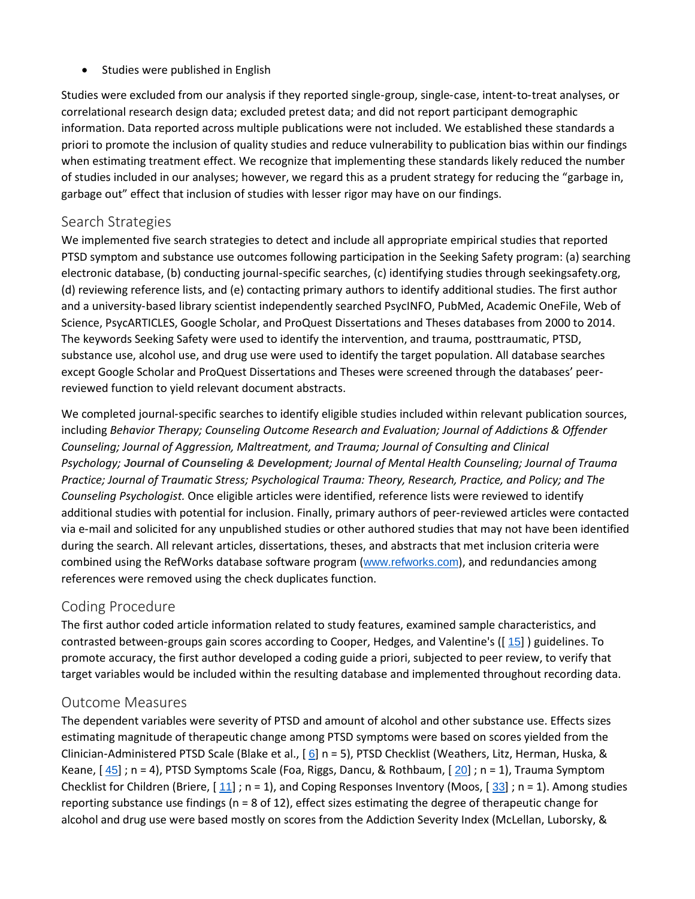- Studies were published in English

Studies were excluded from our analysis if they reported single-group, single-case, intent-to-treat analyses, or correlational research design data; excluded pretest data; and did not report participant demographic information. Data reported across multiple publications were not included. We established these standards a priori to promote the inclusion of quality studies and reduce vulnerability to publication bias within our findings when estimating treatment effect. We recognize that implementing these standards likely reduced the number of studies included in our analyses; however, we regard this as a prudent strategy for reducing the "garbage in, garbage out" effect that inclusion of studies with lesser rigor may have on our findings.

## Search Strategies

We implemented five search strategies to detect and include all appropriate empirical studies that reported PTSD symptom and substance use outcomes following participation in the Seeking Safety program: (a) searching electronic database, (b) conducting journal-specific searches, (c) identifying studies through seekingsafety.org, (d) reviewing reference lists, and (e) contacting primary authors to identify additional studies. The first author and a university-based library scientist independently searched PsycINFO, PubMed, Academic OneFile, Web of Science, PsycARTICLES, Google Scholar, and ProQuest Dissertations and Theses databases from 2000 to 2014. The keywords Seeking Safety were used to identify the intervention, and trauma, posttraumatic, PTSD, substance use, alcohol use, and drug use were used to identify the target population. All database searches except Google Scholar and ProQuest Dissertations and Theses were screened through the databases' peer-reviewed function to yield relevant document abstracts.

We completed journal-specific searches to identify eligible studies included within relevant publication sources, including *Behavior Therapy; Counseling Outcome Research and Evaluation; Journal of Addictions & Offender Counseling; Journal of Aggression, Maltreatment, and Trauma; Journal of Consulting and Clinical Psychology;* ***Journal of Counseling & Development****; Journal of Mental Health Counseling; Journal of Trauma Practice; Journal of Traumatic Stress; Psychological Trauma: Theory, Research, Practice, and Policy; and The Counseling Psychologist.* Once eligible articles were identified, reference lists were reviewed to identify additional studies with potential for inclusion. Finally, primary authors of peer-reviewed articles were contacted via e-mail and solicited for any unpublished studies or other authored studies that may not have been identified during the search. All relevant articles, dissertations, theses, and abstracts that met inclusion criteria were combined using the RefWorks database software program (www.refworks.com), and redundancies among references were removed using the check duplicates function.

## Coding Procedure

The first author coded article information related to study features, examined sample characteristics, and contrasted between-groups gain scores according to Cooper, Hedges, and Valentine's ([ 15] ) guidelines. To promote accuracy, the first author developed a coding guide a priori, subjected to peer review, to verify that target variables would be included within the resulting database and implemented throughout recording data.

## Outcome Measures

The dependent variables were severity of PTSD and amount of alcohol and other substance use. Effects sizes estimating magnitude of therapeutic change among PTSD symptoms were based on scores yielded from the Clinician-Administered PTSD Scale (Blake et al., [ 6] n = 5), PTSD Checklist (Weathers, Litz, Herman, Huska, & Keane, [ 45] ; n = 4), PTSD Symptoms Scale (Foa, Riggs, Dancu, & Rothbaum, [ 20] ; n = 1), Trauma Symptom Checklist for Children (Briere, [ 11] ; n = 1), and Coping Responses Inventory (Moos, [ 33] ; n = 1). Among studies reporting substance use findings (n = 8 of 12), effect sizes estimating the degree of therapeutic change for alcohol and drug use were based mostly on scores from the Addiction Severity Index (McLellan, Luborsky, &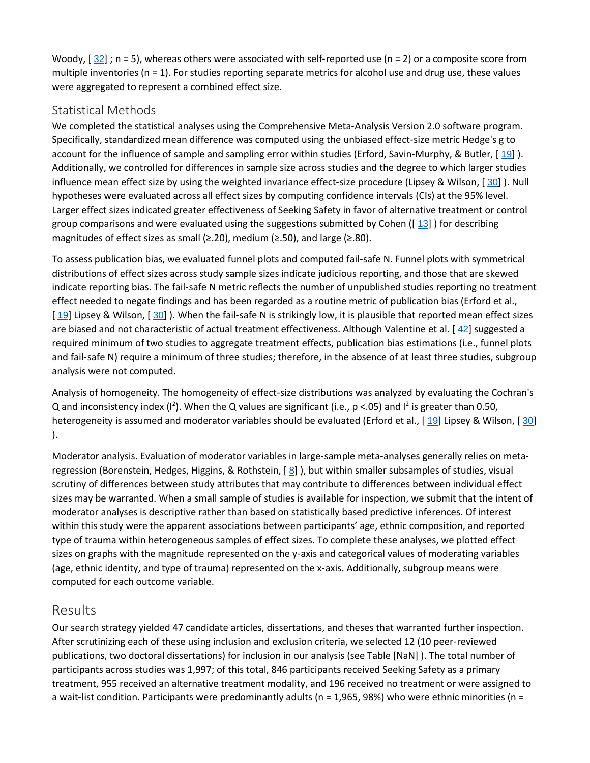Woody, [ 32] ; n = 5), whereas others were associated with self-reported use (n = 2) or a composite score from multiple inventories (n = 1). For studies reporting separate metrics for alcohol use and drug use, these values were aggregated to represent a combined effect size.

## Statistical Methods

We completed the statistical analyses using the Comprehensive Meta-Analysis Version 2.0 software program. Specifically, standardized mean difference was computed using the unbiased effect-size metric Hedge's g to account for the influence of sample and sampling error within studies (Erford, Savin-Murphy, & Butler, [ 19] ). Additionally, we controlled for differences in sample size across studies and the degree to which larger studies influence mean effect size by using the weighted invariance effect-size procedure (Lipsey & Wilson, [ 30] ). Null hypotheses were evaluated across all effect sizes by computing confidence intervals (CIs) at the 95% level. Larger effect sizes indicated greater effectiveness of Seeking Safety in favor of alternative treatment or control group comparisons and were evaluated using the suggestions submitted by Cohen ([ 13] ) for describing magnitudes of effect sizes as small (≥.20), medium (≥.50), and large (≥.80).

To assess publication bias, we evaluated funnel plots and computed fail-safe N. Funnel plots with symmetrical distributions of effect sizes across study sample sizes indicate judicious reporting, and those that are skewed indicate reporting bias. The fail-safe N metric reflects the number of unpublished studies reporting no treatment effect needed to negate findings and has been regarded as a routine metric of publication bias (Erford et al., [ 19] Lipsey & Wilson, [ 30] ). When the fail-safe N is strikingly low, it is plausible that reported mean effect sizes are biased and not characteristic of actual treatment effectiveness. Although Valentine et al. [ 42] suggested a required minimum of two studies to aggregate treatment effects, publication bias estimations (i.e., funnel plots and fail-safe N) require a minimum of three studies; therefore, in the absence of at least three studies, subgroup analysis were not computed.

Analysis of homogeneity. The homogeneity of effect-size distributions was analyzed by evaluating the Cochran's Q and inconsistency index ($I^2$). When the Q values are significant (i.e., $p < .05$) and $I^2$ is greater than 0.50, heterogeneity is assumed and moderator variables should be evaluated (Erford et al., [ 19] Lipsey & Wilson, [ 30] ).

Moderator analysis. Evaluation of moderator variables in large-sample meta-analyses generally relies on meta-regression (Borenstein, Hedges, Higgins, & Rothstein, [ 8] ), but within smaller subsamples of studies, visual scrutiny of differences between study attributes that may contribute to differences between individual effect sizes may be warranted. When a small sample of studies is available for inspection, we submit that the intent of moderator analyses is descriptive rather than based on statistically based predictive inferences. Of interest within this study were the apparent associations between participants' age, ethnic composition, and reported type of trauma within heterogeneous samples of effect sizes. To complete these analyses, we plotted effect sizes on graphs with the magnitude represented on the y-axis and categorical values of moderating variables (age, ethnic identity, and type of trauma) represented on the x-axis. Additionally, subgroup means were computed for each outcome variable.

# Results

Our search strategy yielded 47 candidate articles, dissertations, and theses that warranted further inspection. After scrutinizing each of these using inclusion and exclusion criteria, we selected 12 (10 peer-reviewed publications, two doctoral dissertations) for inclusion in our analysis (see Table [NaN] ). The total number of participants across studies was 1,997; of this total, 846 participants received Seeking Safety as a primary treatment, 955 received an alternative treatment modality, and 196 received no treatment or were assigned to a wait-list condition. Participants were predominantly adults (n = 1,965, 98%) who were ethnic minorities (n =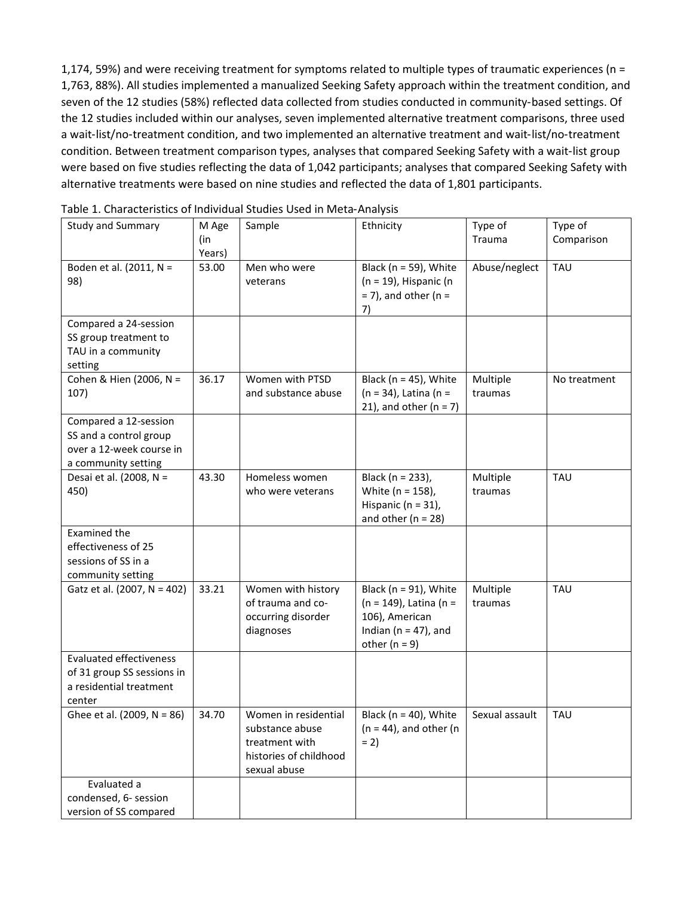1,174, 59%) and were receiving treatment for symptoms related to multiple types of traumatic experiences (n = 1,763, 88%). All studies implemented a manualized Seeking Safety approach within the treatment condition, and seven of the 12 studies (58%) reflected data collected from studies conducted in community-based settings. Of the 12 studies included within our analyses, seven implemented alternative treatment comparisons, three used a wait-list/no-treatment condition, and two implemented an alternative treatment and wait-list/no-treatment condition. Between treatment comparison types, analyses that compared Seeking Safety with a wait-list group were based on five studies reflecting the data of 1,042 participants; analyses that compared Seeking Safety with alternative treatments were based on nine studies and reflected the data of 1,801 participants.

Table 1. Characteristics of Individual Studies Used in Meta-Analysis

| Study and Summary | M Age (in Years) | Sample | Ethnicity | Type of Trauma | Type of Comparison |
|---|---|---|---|---|---|
| Boden et al. (2011, N = 98) | 53.00 | Men who were veterans | Black (n = 59), White (n = 19), Hispanic (n = 7), and other (n = 7) | Abuse/neglect | TAU |
| Compared a 24-session SS group treatment to TAU in a community setting | | | | | |
| Cohen & Hien (2006, N = 107) | 36.17 | Women with PTSD and substance abuse | Black (n = 45), White (n = 34), Latina (n = 21), and other (n = 7) | Multiple traumas | No treatment |
| Compared a 12-session SS and a control group over a 12-week course in a community setting | | | | | |
| Desai et al. (2008, N = 450) | 43.30 | Homeless women who were veterans | Black (n = 233), White (n = 158), Hispanic (n = 31), and other (n = 28) | Multiple traumas | TAU |
| Examined the effectiveness of 25 sessions of SS in a community setting | | | | | |
| Gatz et al. (2007, N = 402) | 33.21 | Women with history of trauma and co-occurring disorder diagnoses | Black (n = 91), White (n = 149), Latina (n = 106), American Indian (n = 47), and other (n = 9) | Multiple traumas | TAU |
| Evaluated effectiveness of 31 group SS sessions in a residential treatment center | | | | | |
| Ghee et al. (2009, N = 86) | 34.70 | Women in residential substance abuse treatment with histories of childhood sexual abuse | Black (n = 40), White (n = 44), and other (n = 2) | Sexual assault | TAU |
| Evaluated a condensed, 6- session version of SS compared | | | | | |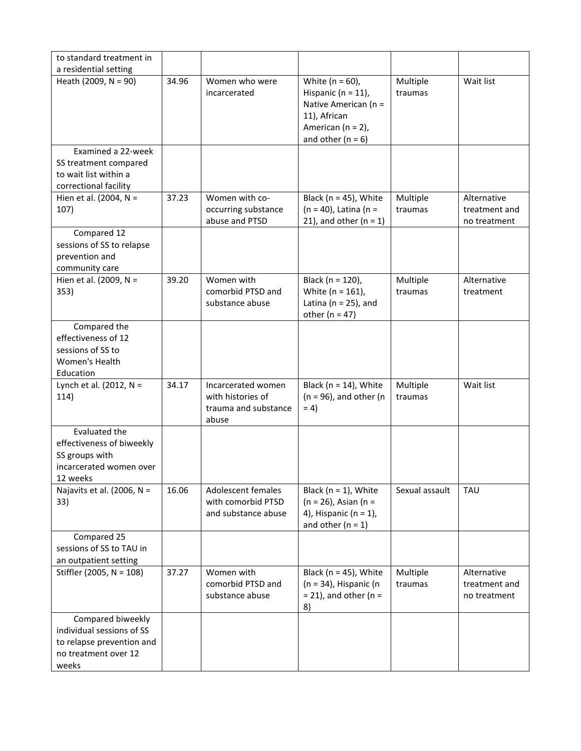| | | | | | |
|---|---|---|---|---|---|
| to standard treatment in a residential setting | | | | | |
| Heath (2009, N = 90) | 34.96 | Women who were incarcerated | White (n = 60), Hispanic (n = 11), Native American (n = 11), African American (n = 2), and other (n = 6) | Multiple traumas | Wait list |
| Examined a 22-week SS treatment compared to wait list within a correctional facility | | | | | |
| Hien et al. (2004, N = 107) | 37.23 | Women with co-occurring substance abuse and PTSD | Black (n = 45), White (n = 40), Latina (n = 21), and other (n = 1) | Multiple traumas | Alternative treatment and no treatment |
| Compared 12 sessions of SS to relapse prevention and community care | | | | | |
| Hien et al. (2009, N = 353) | 39.20 | Women with comorbid PTSD and substance abuse | Black (n = 120), White (n = 161), Latina (n = 25), and other (n = 47) | Multiple traumas | Alternative treatment |
| Compared the effectiveness of 12 sessions of SS to Women's Health Education | | | | | |
| Lynch et al. (2012, N = 114) | 34.17 | Incarcerated women with histories of trauma and substance abuse | Black (n = 14), White (n = 96), and other (n = 4) | Multiple traumas | Wait list |
| Evaluated the effectiveness of biweekly SS groups with incarcerated women over 12 weeks | | | | | |
| Najavits et al. (2006, N = 33) | 16.06 | Adolescent females with comorbid PTSD and substance abuse | Black (n = 1), White (n = 26), Asian (n = 4), Hispanic (n = 1), and other (n = 1) | Sexual assault | TAU |
| Compared 25 sessions of SS to TAU in an outpatient setting | | | | | |
| Stiffler (2005, N = 108) | 37.27 | Women with comorbid PTSD and substance abuse | Black (n = 45), White (n = 34), Hispanic (n = 21), and other (n = 8) | Multiple traumas | Alternative treatment and no treatment |
| Compared biweekly individual sessions of SS to relapse prevention and no treatment over 12 weeks | | | | | |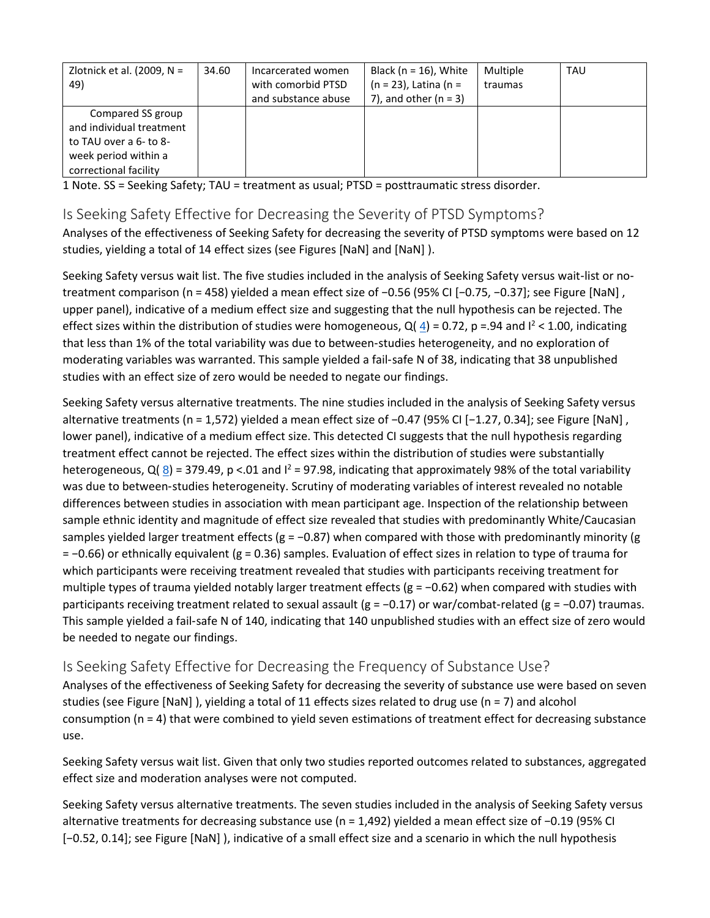| Zlotnick et al. (2009, N = 49) | 34.60 | Incarcerated women with comorbid PTSD and substance abuse | Black (n = 16), White (n = 23), Latina (n = 7), and other (n = 3) | Multiple traumas | TAU |
|---|---|---|---|---|---|
| Compared SS group and individual treatment to TAU over a 6- to 8-week period within a correctional facility | | | | | |

1 Note. SS = Seeking Safety; TAU = treatment as usual; PTSD = posttraumatic stress disorder.

## Is Seeking Safety Effective for Decreasing the Severity of PTSD Symptoms?

Analyses of the effectiveness of Seeking Safety for decreasing the severity of PTSD symptoms were based on 12 studies, yielding a total of 14 effect sizes (see Figures [NaN] and [NaN] ).

Seeking Safety versus wait list. The five studies included in the analysis of Seeking Safety versus wait-list or no-treatment comparison (n = 458) yielded a mean effect size of −0.56 (95% CI [−0.75, −0.37]; see Figure [NaN] , upper panel), indicative of a medium effect size and suggesting that the null hypothesis can be rejected. The effect sizes within the distribution of studies were homogeneous, $Q(4) = 0.72$, $p = .94$ and $I^2 < 1.00$, indicating that less than 1% of the total variability was due to between-studies heterogeneity, and no exploration of moderating variables was warranted. This sample yielded a fail-safe N of 38, indicating that 38 unpublished studies with an effect size of zero would be needed to negate our findings.

Seeking Safety versus alternative treatments. The nine studies included in the analysis of Seeking Safety versus alternative treatments (n = 1,572) yielded a mean effect size of −0.47 (95% CI [−1.27, 0.34]; see Figure [NaN] , lower panel), indicative of a medium effect size. This detected CI suggests that the null hypothesis regarding treatment effect cannot be rejected. The effect sizes within the distribution of studies were substantially heterogeneous, $Q(8) = 379.49$, $p < .01$ and $I^2 = 97.98$, indicating that approximately 98% of the total variability was due to between-studies heterogeneity. Scrutiny of moderating variables of interest revealed no notable differences between studies in association with mean participant age. Inspection of the relationship between sample ethnic identity and magnitude of effect size revealed that studies with predominantly White/Caucasian samples yielded larger treatment effects ($g = −0.87$) when compared with those with predominantly minority ($g = −0.66$) or ethnically equivalent ($g = 0.36$) samples. Evaluation of effect sizes in relation to type of trauma for which participants were receiving treatment revealed that studies with participants receiving treatment for multiple types of trauma yielded notably larger treatment effects ($g = −0.62$) when compared with studies with participants receiving treatment related to sexual assault ($g = −0.17$) or war/combat-related ($g = −0.07$) traumas. This sample yielded a fail-safe N of 140, indicating that 140 unpublished studies with an effect size of zero would be needed to negate our findings.

## Is Seeking Safety Effective for Decreasing the Frequency of Substance Use?

Analyses of the effectiveness of Seeking Safety for decreasing the severity of substance use were based on seven studies (see Figure [NaN] ), yielding a total of 11 effects sizes related to drug use (n = 7) and alcohol consumption (n = 4) that were combined to yield seven estimations of treatment effect for decreasing substance use.

Seeking Safety versus wait list. Given that only two studies reported outcomes related to substances, aggregated effect size and moderation analyses were not computed.

Seeking Safety versus alternative treatments. The seven studies included in the analysis of Seeking Safety versus alternative treatments for decreasing substance use (n = 1,492) yielded a mean effect size of −0.19 (95% CI [−0.52, 0.14]; see Figure [NaN] ), indicative of a small effect size and a scenario in which the null hypothesis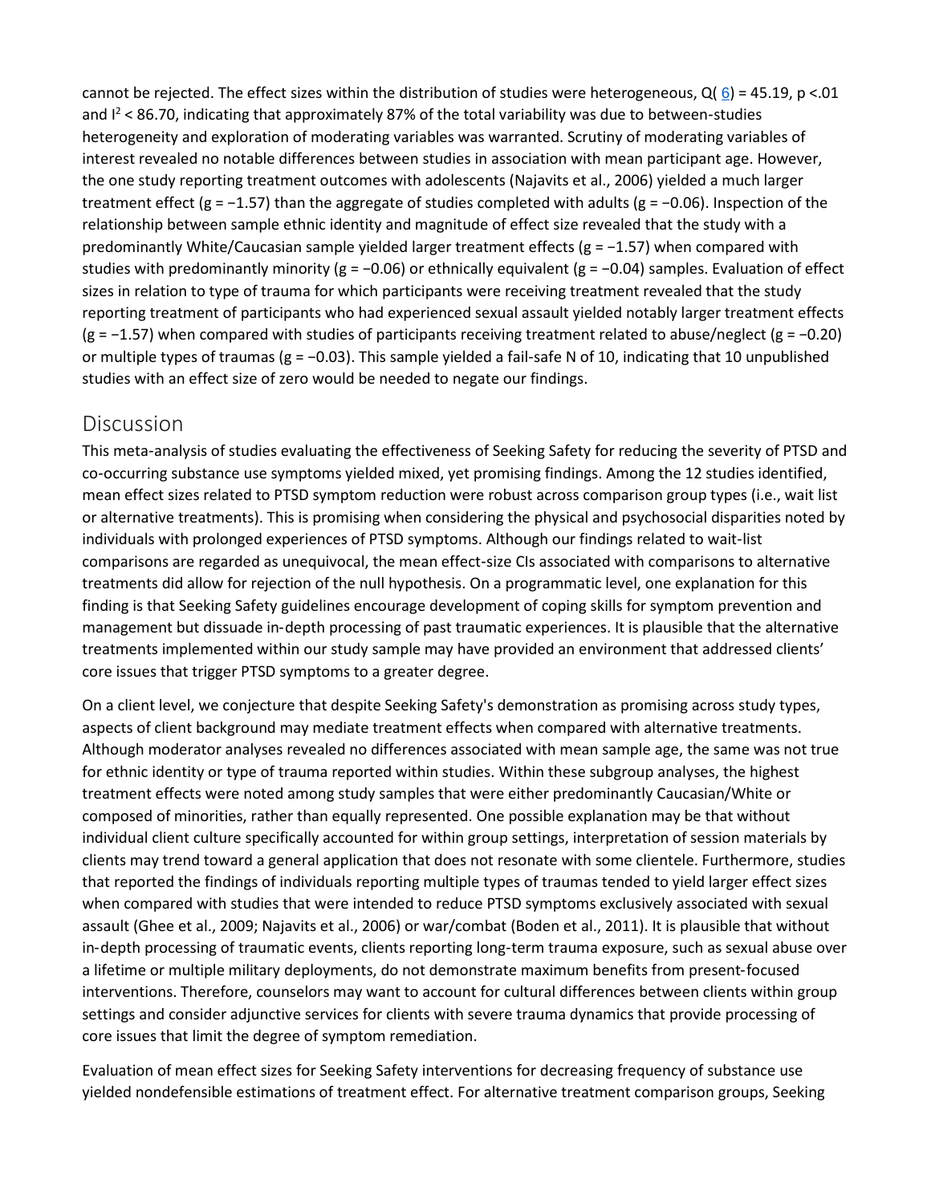cannot be rejected. The effect sizes within the distribution of studies were heterogeneous, $Q(6) = 45.19$, $p < .01$ and $I^2 < 86.70$, indicating that approximately 87% of the total variability was due to between-studies heterogeneity and exploration of moderating variables was warranted. Scrutiny of moderating variables of interest revealed no notable differences between studies in association with mean participant age. However, the one study reporting treatment outcomes with adolescents (Najavits et al., 2006) yielded a much larger treatment effect ($g = -1.57$) than the aggregate of studies completed with adults ($g = -0.06$). Inspection of the relationship between sample ethnic identity and magnitude of effect size revealed that the study with a predominantly White/Caucasian sample yielded larger treatment effects ($g = -1.57$) when compared with studies with predominantly minority ($g = -0.06$) or ethnically equivalent ($g = -0.04$) samples. Evaluation of effect sizes in relation to type of trauma for which participants were receiving treatment revealed that the study reporting treatment of participants who had experienced sexual assault yielded notably larger treatment effects ($g = -1.57$) when compared with studies of participants receiving treatment related to abuse/neglect ($g = -0.20$) or multiple types of traumas ($g = -0.03$). This sample yielded a fail-safe N of 10, indicating that 10 unpublished studies with an effect size of zero would be needed to negate our findings.

## Discussion

This meta-analysis of studies evaluating the effectiveness of Seeking Safety for reducing the severity of PTSD and co-occurring substance use symptoms yielded mixed, yet promising findings. Among the 12 studies identified, mean effect sizes related to PTSD symptom reduction were robust across comparison group types (i.e., wait list or alternative treatments). This is promising when considering the physical and psychosocial disparities noted by individuals with prolonged experiences of PTSD symptoms. Although our findings related to wait-list comparisons are regarded as unequivocal, the mean effect-size CIs associated with comparisons to alternative treatments did allow for rejection of the null hypothesis. On a programmatic level, one explanation for this finding is that Seeking Safety guidelines encourage development of coping skills for symptom prevention and management but dissuade in-depth processing of past traumatic experiences. It is plausible that the alternative treatments implemented within our study sample may have provided an environment that addressed clients' core issues that trigger PTSD symptoms to a greater degree.

On a client level, we conjecture that despite Seeking Safety's demonstration as promising across study types, aspects of client background may mediate treatment effects when compared with alternative treatments. Although moderator analyses revealed no differences associated with mean sample age, the same was not true for ethnic identity or type of trauma reported within studies. Within these subgroup analyses, the highest treatment effects were noted among study samples that were either predominantly Caucasian/White or composed of minorities, rather than equally represented. One possible explanation may be that without individual client culture specifically accounted for within group settings, interpretation of session materials by clients may trend toward a general application that does not resonate with some clientele. Furthermore, studies that reported the findings of individuals reporting multiple types of traumas tended to yield larger effect sizes when compared with studies that were intended to reduce PTSD symptoms exclusively associated with sexual assault (Ghee et al., 2009; Najavits et al., 2006) or war/combat (Boden et al., 2011). It is plausible that without in-depth processing of traumatic events, clients reporting long-term trauma exposure, such as sexual abuse over a lifetime or multiple military deployments, do not demonstrate maximum benefits from present-focused interventions. Therefore, counselors may want to account for cultural differences between clients within group settings and consider adjunctive services for clients with severe trauma dynamics that provide processing of core issues that limit the degree of symptom remediation.

Evaluation of mean effect sizes for Seeking Safety interventions for decreasing frequency of substance use yielded nondefensible estimations of treatment effect. For alternative treatment comparison groups, Seeking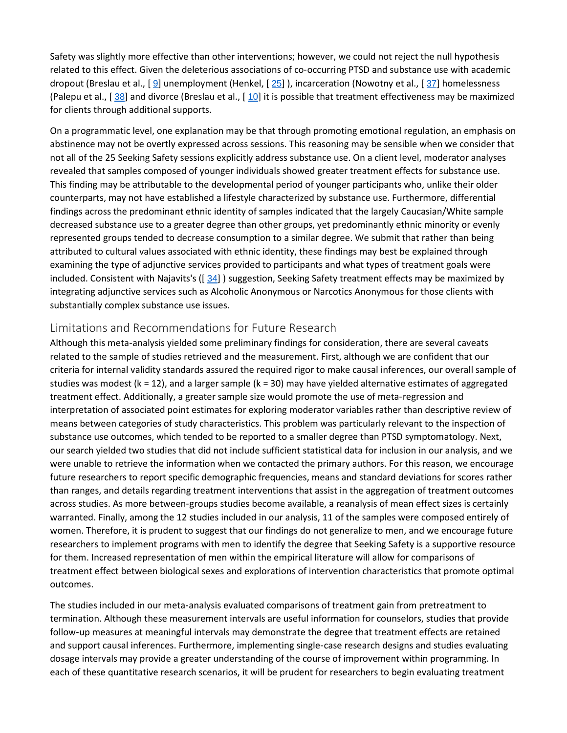Safety was slightly more effective than other interventions; however, we could not reject the null hypothesis related to this effect. Given the deleterious associations of co-occurring PTSD and substance use with academic dropout (Breslau et al., [ 9] unemployment (Henkel, [ 25] ), incarceration (Nowotny et al., [ 37] homelessness (Palepu et al., [ 38] and divorce (Breslau et al., [ 10] it is possible that treatment effectiveness may be maximized for clients through additional supports.

On a programmatic level, one explanation may be that through promoting emotional regulation, an emphasis on abstinence may not be overtly expressed across sessions. This reasoning may be sensible when we consider that not all of the 25 Seeking Safety sessions explicitly address substance use. On a client level, moderator analyses revealed that samples composed of younger individuals showed greater treatment effects for substance use. This finding may be attributable to the developmental period of younger participants who, unlike their older counterparts, may not have established a lifestyle characterized by substance use. Furthermore, differential findings across the predominant ethnic identity of samples indicated that the largely Caucasian/White sample decreased substance use to a greater degree than other groups, yet predominantly ethnic minority or evenly represented groups tended to decrease consumption to a similar degree. We submit that rather than being attributed to cultural values associated with ethnic identity, these findings may best be explained through examining the type of adjunctive services provided to participants and what types of treatment goals were included. Consistent with Najavits's ([ 34] ) suggestion, Seeking Safety treatment effects may be maximized by integrating adjunctive services such as Alcoholic Anonymous or Narcotics Anonymous for those clients with substantially complex substance use issues.

## Limitations and Recommendations for Future Research

Although this meta-analysis yielded some preliminary findings for consideration, there are several caveats related to the sample of studies retrieved and the measurement. First, although we are confident that our criteria for internal validity standards assured the required rigor to make causal inferences, our overall sample of studies was modest (k = 12), and a larger sample (k = 30) may have yielded alternative estimates of aggregated treatment effect. Additionally, a greater sample size would promote the use of meta-regression and interpretation of associated point estimates for exploring moderator variables rather than descriptive review of means between categories of study characteristics. This problem was particularly relevant to the inspection of substance use outcomes, which tended to be reported to a smaller degree than PTSD symptomatology. Next, our search yielded two studies that did not include sufficient statistical data for inclusion in our analysis, and we were unable to retrieve the information when we contacted the primary authors. For this reason, we encourage future researchers to report specific demographic frequencies, means and standard deviations for scores rather than ranges, and details regarding treatment interventions that assist in the aggregation of treatment outcomes across studies. As more between-groups studies become available, a reanalysis of mean effect sizes is certainly warranted. Finally, among the 12 studies included in our analysis, 11 of the samples were composed entirely of women. Therefore, it is prudent to suggest that our findings do not generalize to men, and we encourage future researchers to implement programs with men to identify the degree that Seeking Safety is a supportive resource for them. Increased representation of men within the empirical literature will allow for comparisons of treatment effect between biological sexes and explorations of intervention characteristics that promote optimal outcomes.

The studies included in our meta-analysis evaluated comparisons of treatment gain from pretreatment to termination. Although these measurement intervals are useful information for counselors, studies that provide follow-up measures at meaningful intervals may demonstrate the degree that treatment effects are retained and support causal inferences. Furthermore, implementing single-case research designs and studies evaluating dosage intervals may provide a greater understanding of the course of improvement within programming. In each of these quantitative research scenarios, it will be prudent for researchers to begin evaluating treatment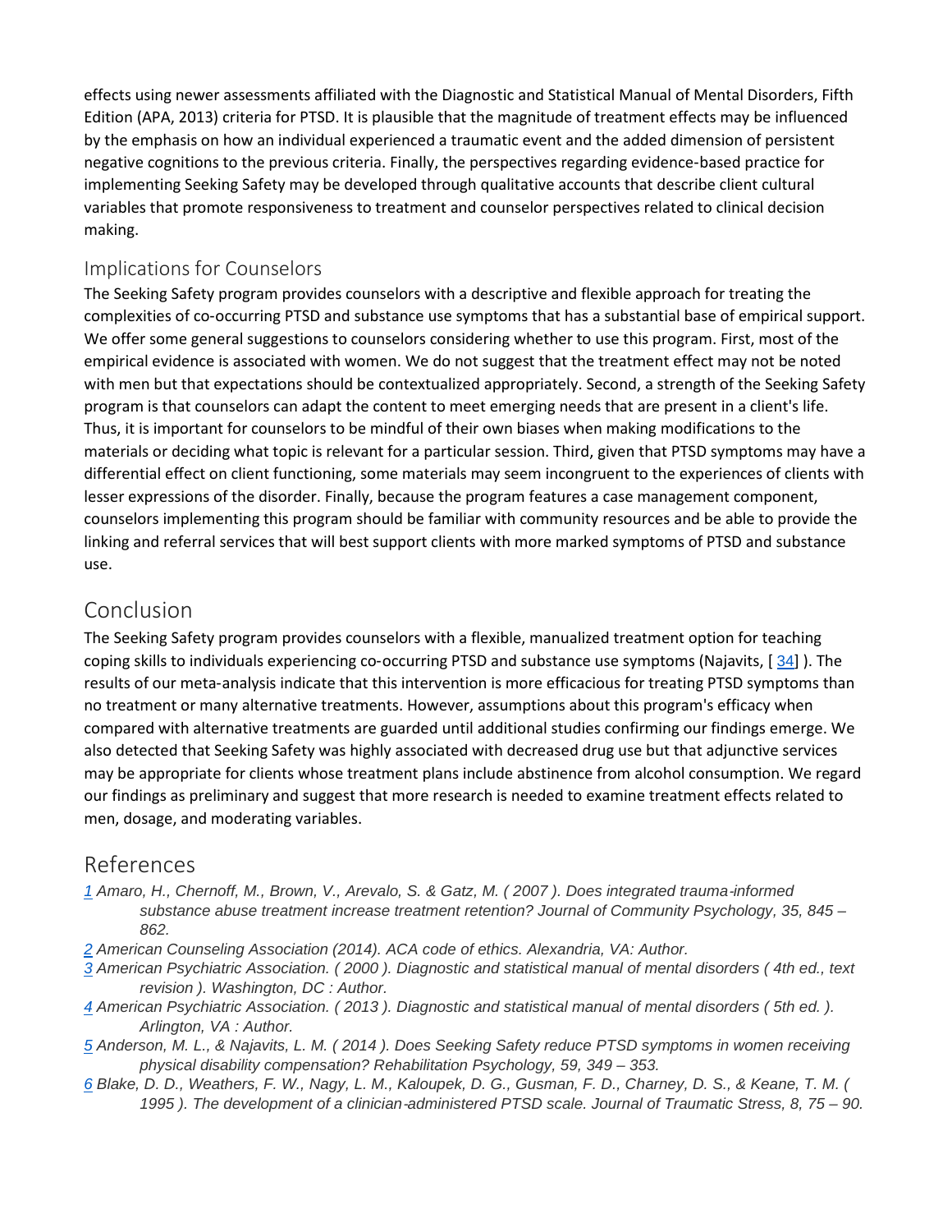effects using newer assessments affiliated with the Diagnostic and Statistical Manual of Mental Disorders, Fifth Edition (APA, 2013) criteria for PTSD. It is plausible that the magnitude of treatment effects may be influenced by the emphasis on how an individual experienced a traumatic event and the added dimension of persistent negative cognitions to the previous criteria. Finally, the perspectives regarding evidence-based practice for implementing Seeking Safety may be developed through qualitative accounts that describe client cultural variables that promote responsiveness to treatment and counselor perspectives related to clinical decision making.

### Implications for Counselors

The Seeking Safety program provides counselors with a descriptive and flexible approach for treating the complexities of co-occurring PTSD and substance use symptoms that has a substantial base of empirical support. We offer some general suggestions to counselors considering whether to use this program. First, most of the empirical evidence is associated with women. We do not suggest that the treatment effect may not be noted with men but that expectations should be contextualized appropriately. Second, a strength of the Seeking Safety program is that counselors can adapt the content to meet emerging needs that are present in a client's life. Thus, it is important for counselors to be mindful of their own biases when making modifications to the materials or deciding what topic is relevant for a particular session. Third, given that PTSD symptoms may have a differential effect on client functioning, some materials may seem incongruent to the experiences of clients with lesser expressions of the disorder. Finally, because the program features a case management component, counselors implementing this program should be familiar with community resources and be able to provide the linking and referral services that will best support clients with more marked symptoms of PTSD and substance use.

## Conclusion

The Seeking Safety program provides counselors with a flexible, manualized treatment option for teaching coping skills to individuals experiencing co-occurring PTSD and substance use symptoms (Najavits, [ 34] ). The results of our meta-analysis indicate that this intervention is more efficacious for treating PTSD symptoms than no treatment or many alternative treatments. However, assumptions about this program's efficacy when compared with alternative treatments are guarded until additional studies confirming our findings emerge. We also detected that Seeking Safety was highly associated with decreased drug use but that adjunctive services may be appropriate for clients whose treatment plans include abstinence from alcohol consumption. We regard our findings as preliminary and suggest that more research is needed to examine treatment effects related to men, dosage, and moderating variables.

## References

1 *Amaro, H., Chernoff, M., Brown, V., Arevalo, S. & Gatz, M. ( 2007 ). Does integrated trauma-informed substance abuse treatment increase treatment retention? Journal of Community Psychology, 35, 845 – 862.*

2 *American Counseling Association (2014). ACA code of ethics. Alexandria, VA: Author.*

3 *American Psychiatric Association. ( 2000 ). Diagnostic and statistical manual of mental disorders ( 4th ed., text revision ). Washington, DC : Author.*

4 *American Psychiatric Association. ( 2013 ). Diagnostic and statistical manual of mental disorders ( 5th ed. ). Arlington, VA : Author.*

5 *Anderson, M. L., & Najavits, L. M. ( 2014 ). Does Seeking Safety reduce PTSD symptoms in women receiving physical disability compensation? Rehabilitation Psychology, 59, 349 – 353.*

6 *Blake, D. D., Weathers, F. W., Nagy, L. M., Kaloupek, D. G., Gusman, F. D., Charney, D. S., & Keane, T. M. ( 1995 ). The development of a clinician-administered PTSD scale. Journal of Traumatic Stress, 8, 75 – 90.*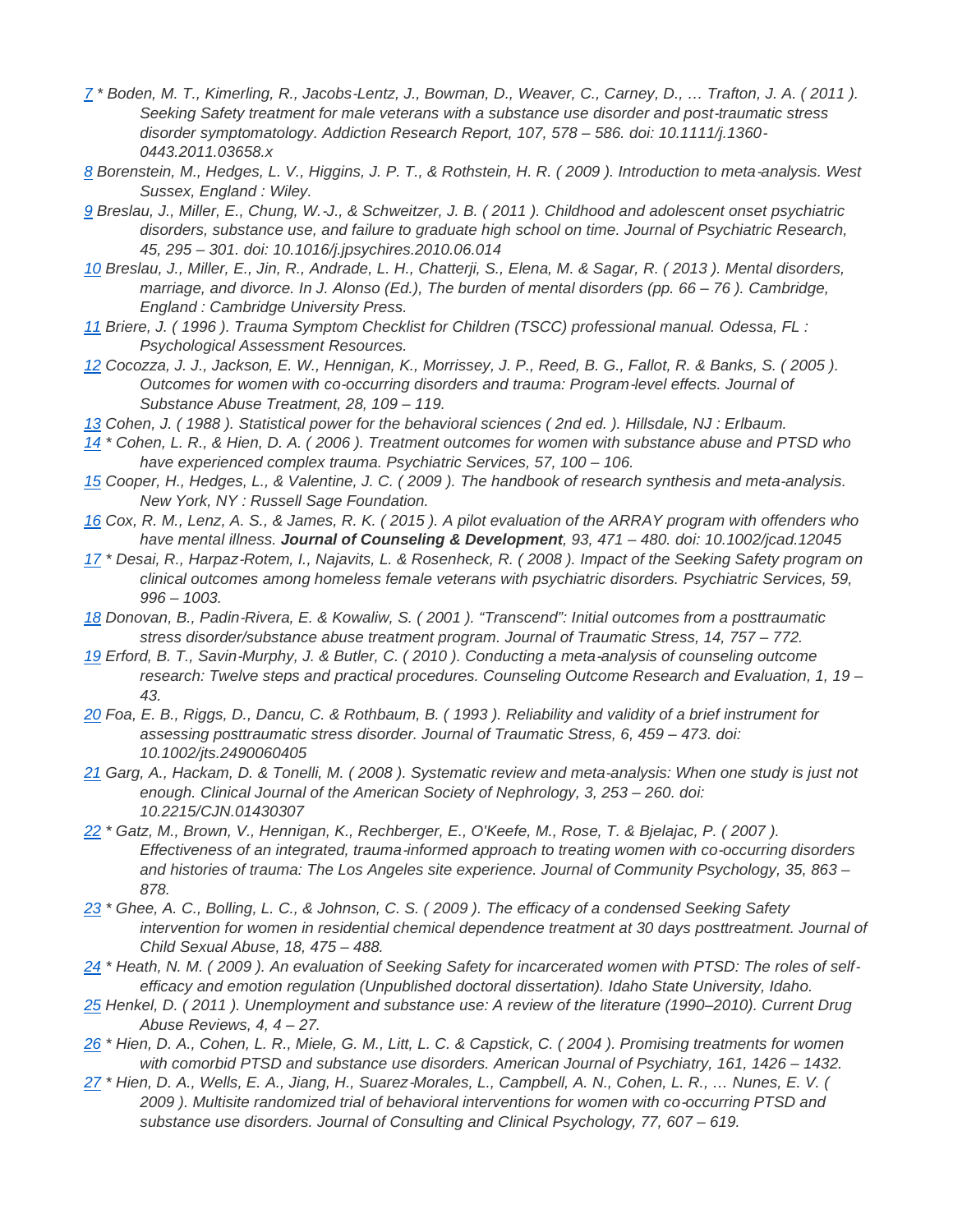7 * Boden, M. T., Kimerling, R., Jacobs-Lentz, J., Bowman, D., Weaver, C., Carney, D., … Trafton, J. A. ( 2011 ). Seeking Safety treatment for male veterans with a substance use disorder and post-traumatic stress disorder symptomatology. Addiction Research Report, 107, 578 – 586. doi: 10.1111/j.1360-0443.2011.03658.x

8 Borenstein, M., Hedges, L. V., Higgins, J. P. T., & Rothstein, H. R. ( 2009 ). Introduction to meta-analysis. West Sussex, England : Wiley.

9 Breslau, J., Miller, E., Chung, W.-J., & Schweitzer, J. B. ( 2011 ). Childhood and adolescent onset psychiatric disorders, substance use, and failure to graduate high school on time. Journal of Psychiatric Research, 45, 295 – 301. doi: 10.1016/j.jpsychires.2010.06.014

10 Breslau, J., Miller, E., Jin, R., Andrade, L. H., Chatterji, S., Elena, M. & Sagar, R. ( 2013 ). Mental disorders, marriage, and divorce. In J. Alonso (Ed.), The burden of mental disorders (pp. 66 – 76 ). Cambridge, England : Cambridge University Press.

11 Briere, J. ( 1996 ). Trauma Symptom Checklist for Children (TSCC) professional manual. Odessa, FL : Psychological Assessment Resources.

12 Cocozza, J. J., Jackson, E. W., Hennigan, K., Morrissey, J. P., Reed, B. G., Fallot, R. & Banks, S. ( 2005 ). Outcomes for women with co-occurring disorders and trauma: Program-level effects. Journal of Substance Abuse Treatment, 28, 109 – 119.

13 Cohen, J. ( 1988 ). Statistical power for the behavioral sciences ( 2nd ed. ). Hillsdale, NJ : Erlbaum.

14 * Cohen, L. R., & Hien, D. A. ( 2006 ). Treatment outcomes for women with substance abuse and PTSD who have experienced complex trauma. Psychiatric Services, 57, 100 – 106.

15 Cooper, H., Hedges, L., & Valentine, J. C. ( 2009 ). The handbook of research synthesis and meta-analysis. New York, NY : Russell Sage Foundation.

16 Cox, R. M., Lenz, A. S., & James, R. K. ( 2015 ). A pilot evaluation of the ARRAY program with offenders who have mental illness. **Journal of Counseling & Development**, 93, 471 – 480. doi: 10.1002/jcad.12045

17 * Desai, R., Harpaz-Rotem, I., Najavits, L. & Rosenheck, R. ( 2008 ). Impact of the Seeking Safety program on clinical outcomes among homeless female veterans with psychiatric disorders. Psychiatric Services, 59, 996 – 1003.

18 Donovan, B., Padin-Rivera, E. & Kowaliw, S. ( 2001 ). "Transcend": Initial outcomes from a posttraumatic stress disorder/substance abuse treatment program. Journal of Traumatic Stress, 14, 757 – 772.

19 Erford, B. T., Savin-Murphy, J. & Butler, C. ( 2010 ). Conducting a meta-analysis of counseling outcome research: Twelve steps and practical procedures. Counseling Outcome Research and Evaluation, 1, 19 – 43.

20 Foa, E. B., Riggs, D., Dancu, C. & Rothbaum, B. ( 1993 ). Reliability and validity of a brief instrument for assessing posttraumatic stress disorder. Journal of Traumatic Stress, 6, 459 – 473. doi: 10.1002/jts.2490060405

21 Garg, A., Hackam, D. & Tonelli, M. ( 2008 ). Systematic review and meta-analysis: When one study is just not enough. Clinical Journal of the American Society of Nephrology, 3, 253 – 260. doi: 10.2215/CJN.01430307

22 * Gatz, M., Brown, V., Hennigan, K., Rechberger, E., O'Keefe, M., Rose, T. & Bjelajac, P. ( 2007 ). Effectiveness of an integrated, trauma-informed approach to treating women with co-occurring disorders and histories of trauma: The Los Angeles site experience. Journal of Community Psychology, 35, 863 – 878.

23 * Ghee, A. C., Bolling, L. C., & Johnson, C. S. ( 2009 ). The efficacy of a condensed Seeking Safety intervention for women in residential chemical dependence treatment at 30 days posttreatment. Journal of Child Sexual Abuse, 18, 475 – 488.

24 * Heath, N. M. ( 2009 ). An evaluation of Seeking Safety for incarcerated women with PTSD: The roles of self-efficacy and emotion regulation (Unpublished doctoral dissertation). Idaho State University, Idaho.

25 Henkel, D. ( 2011 ). Unemployment and substance use: A review of the literature (1990–2010). Current Drug Abuse Reviews, 4, 4 – 27.

26 * Hien, D. A., Cohen, L. R., Miele, G. M., Litt, L. C. & Capstick, C. ( 2004 ). Promising treatments for women with comorbid PTSD and substance use disorders. American Journal of Psychiatry, 161, 1426 – 1432.

27 * Hien, D. A., Wells, E. A., Jiang, H., Suarez-Morales, L., Campbell, A. N., Cohen, L. R., … Nunes, E. V. ( 2009 ). Multisite randomized trial of behavioral interventions for women with co-occurring PTSD and substance use disorders. Journal of Consulting and Clinical Psychology, 77, 607 – 619.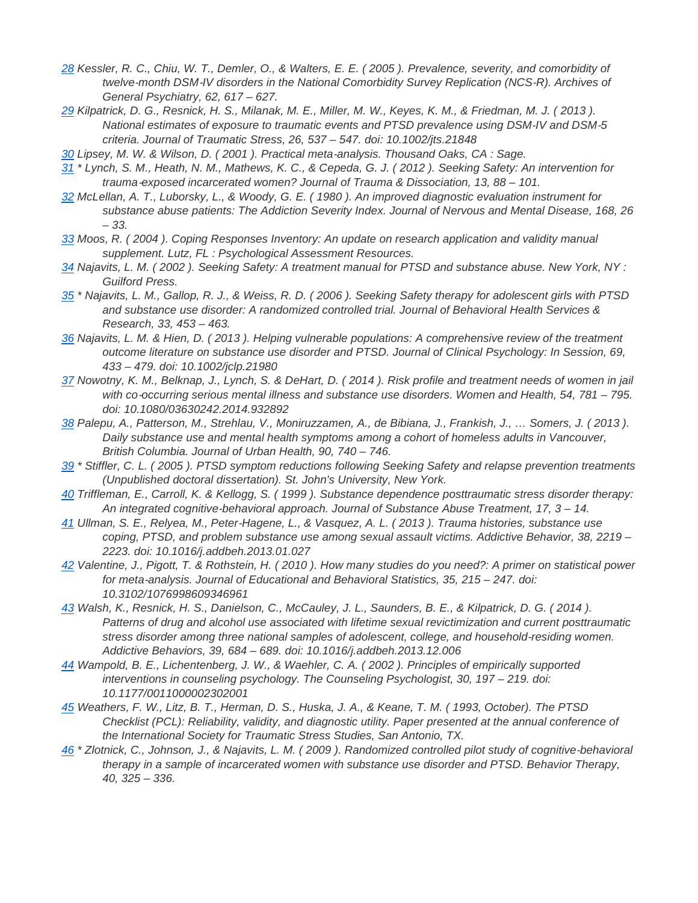28 Kessler, R. C., Chiu, W. T., Demler, O., & Walters, E. E. ( 2005 ). Prevalence, severity, and comorbidity of twelve-month DSM-IV disorders in the National Comorbidity Survey Replication (NCS-R). Archives of General Psychiatry, 62, 617 – 627.

29 Kilpatrick, D. G., Resnick, H. S., Milanak, M. E., Miller, M. W., Keyes, K. M., & Friedman, M. J. ( 2013 ). National estimates of exposure to traumatic events and PTSD prevalence using DSM-IV and DSM-5 criteria. Journal of Traumatic Stress, 26, 537 – 547. doi: 10.1002/jts.21848

30 Lipsey, M. W. & Wilson, D. ( 2001 ). Practical meta-analysis. Thousand Oaks, CA : Sage.

31 * Lynch, S. M., Heath, N. M., Mathews, K. C., & Cepeda, G. J. ( 2012 ). Seeking Safety: An intervention for trauma-exposed incarcerated women? Journal of Trauma & Dissociation, 13, 88 – 101.

32 McLellan, A. T., Luborsky, L., & Woody, G. E. ( 1980 ). An improved diagnostic evaluation instrument for substance abuse patients: The Addiction Severity Index. Journal of Nervous and Mental Disease, 168, 26 – 33.

33 Moos, R. ( 2004 ). Coping Responses Inventory: An update on research application and validity manual supplement. Lutz, FL : Psychological Assessment Resources.

34 Najavits, L. M. ( 2002 ). Seeking Safety: A treatment manual for PTSD and substance abuse. New York, NY : Guilford Press.

35 * Najavits, L. M., Gallop, R. J., & Weiss, R. D. ( 2006 ). Seeking Safety therapy for adolescent girls with PTSD and substance use disorder: A randomized controlled trial. Journal of Behavioral Health Services & Research, 33, 453 – 463.

36 Najavits, L. M. & Hien, D. ( 2013 ). Helping vulnerable populations: A comprehensive review of the treatment outcome literature on substance use disorder and PTSD. Journal of Clinical Psychology: In Session, 69, 433 – 479. doi: 10.1002/jclp.21980

37 Nowotny, K. M., Belknap, J., Lynch, S. & DeHart, D. ( 2014 ). Risk profile and treatment needs of women in jail with co-occurring serious mental illness and substance use disorders. Women and Health, 54, 781 – 795. doi: 10.1080/03630242.2014.932892

38 Palepu, A., Patterson, M., Strehlau, V., Moniruzzamen, A., de Bibiana, J., Frankish, J., … Somers, J. ( 2013 ). Daily substance use and mental health symptoms among a cohort of homeless adults in Vancouver, British Columbia. Journal of Urban Health, 90, 740 – 746.

39 * Stiffler, C. L. ( 2005 ). PTSD symptom reductions following Seeking Safety and relapse prevention treatments (Unpublished doctoral dissertation). St. John's University, New York.

40 Triffleman, E., Carroll, K. & Kellogg, S. ( 1999 ). Substance dependence posttraumatic stress disorder therapy: An integrated cognitive-behavioral approach. Journal of Substance Abuse Treatment, 17, 3 – 14.

41 Ullman, S. E., Relyea, M., Peter-Hagene, L., & Vasquez, A. L. ( 2013 ). Trauma histories, substance use coping, PTSD, and problem substance use among sexual assault victims. Addictive Behavior, 38, 2219 – 2223. doi: 10.1016/j.addbeh.2013.01.027

42 Valentine, J., Pigott, T. & Rothstein, H. ( 2010 ). How many studies do you need?: A primer on statistical power for meta-analysis. Journal of Educational and Behavioral Statistics, 35, 215 – 247. doi: 10.3102/1076998609346961

43 Walsh, K., Resnick, H. S., Danielson, C., McCauley, J. L., Saunders, B. E., & Kilpatrick, D. G. ( 2014 ). Patterns of drug and alcohol use associated with lifetime sexual revictimization and current posttraumatic stress disorder among three national samples of adolescent, college, and household-residing women. Addictive Behaviors, 39, 684 – 689. doi: 10.1016/j.addbeh.2013.12.006

44 Wampold, B. E., Lichentenberg, J. W., & Waehler, C. A. ( 2002 ). Principles of empirically supported interventions in counseling psychology. The Counseling Psychologist, 30, 197 – 219. doi: 10.1177/0011000002302001

45 Weathers, F. W., Litz, B. T., Herman, D. S., Huska, J. A., & Keane, T. M. ( 1993, October). The PTSD Checklist (PCL): Reliability, validity, and diagnostic utility. Paper presented at the annual conference of the International Society for Traumatic Stress Studies, San Antonio, TX.

46 * Zlotnick, C., Johnson, J., & Najavits, L. M. ( 2009 ). Randomized controlled pilot study of cognitive-behavioral therapy in a sample of incarcerated women with substance use disorder and PTSD. Behavior Therapy, 40, 325 – 336.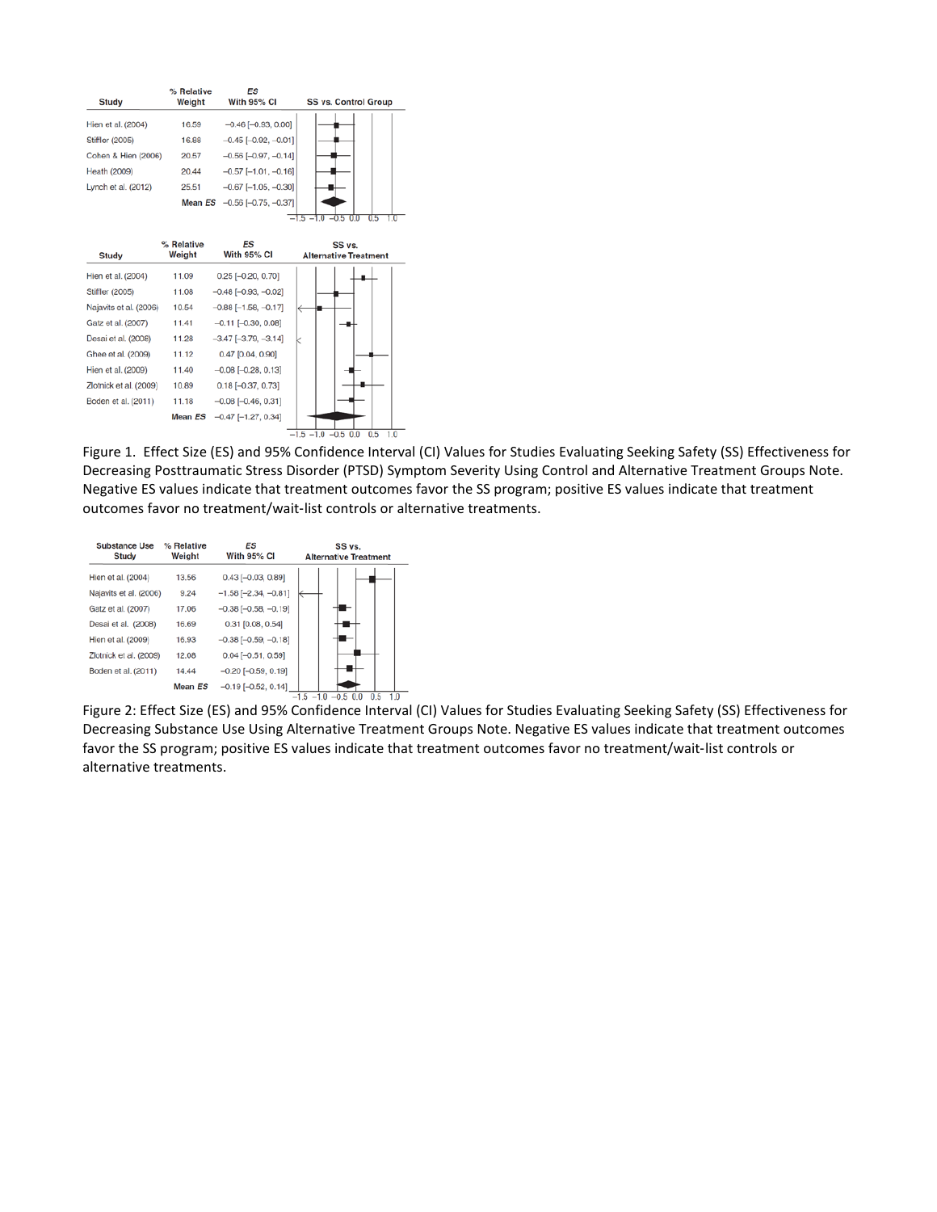Study
% Relative Weight
ES With 95% CI
SS vs. Control Group

Hien et al. (2004) 16.59 −0.46 [−0.93, 0.00]
Stiffler (2005) 16.88 −0.45 [−0.92, −0.01]
Cohen & Hien (2006) 20.57 −0.56 [−0.97, −0.14]
Heath (2009) 20.44 −0.57 [−1.01, −0.16]
Lynch et al. (2012) 25.51 −0.67 [−1.05, −0.30]
Mean ES −0.56 [−0.75, −0.37]

−1.5 −1.0 −0.5 0.0 0.5 1.0

Study
% Relative Weight
ES With 95% CI
SS vs. Alternative Treatment

Hien et al. (2004) 11.09 0.25 [−0.20, 0.70]
Stiffler (2005) 11.08 −0.48 [−0.93, −0.02]
Najavits et al. (2006) 10.54 −0.88 [−1.58, −0.17]
Gatz et al. (2007) 11.41 −0.11 [−0.30, 0.08]
Desai et al. (2008) 11.28 −3.47 [−3.79, −3.14]
Ghee et al. (2009) 11.12 0.47 [0.04, 0.90]
Hien et al. (2009) 11.40 −0.08 [−0.28, 0.13]
Zlotnick et al. (2009) 10.89 0.18 [−0.37, 0.73]
Boden et al. (2011) 11.18 −0.08 [−0.46, 0.31]
Mean ES −0.47 [−1.27, 0.34]

−1.5 −1.0 −0.5 0.0 0.5 1.0

Figure 1. Effect Size (ES) and 95% Confidence Interval (CI) Values for Studies Evaluating Seeking Safety (SS) Effectiveness for Decreasing Posttraumatic Stress Disorder (PTSD) Symptom Severity Using Control and Alternative Treatment Groups Note. Negative ES values indicate that treatment outcomes favor the SS program; positive ES values indicate that treatment outcomes favor no treatment/wait-list controls or alternative treatments.

Substance Use Study
% Relative Weight
ES With 95% CI
SS vs. Alternative Treatment

Hien et al. (2004) 13.56 0.43 [−0.03, 0.89]
Najavits et al. (2006) 9.24 −1.58 [−2.34, −0.81]
Gatz et al. (2007) 17.06 −0.38 [−0.58, −0.19]
Desai et al. (2008) 16.69 0.31 [0.08, 0.54]
Hien et al. (2009) 16.93 −0.38 [−0.59, −0.18]
Zlotnick et al. (2009) 12.08 0.04 [−0.51, 0.59]
Boden et al. (2011) 14.44 −0.20 [−0.59, 0.19]
Mean ES −0.19 [−0.52, 0.14]

−1.5 −1.0 −0.5 0.0 0.5 1.0

Figure 2: Effect Size (ES) and 95% Confidence Interval (CI) Values for Studies Evaluating Seeking Safety (SS) Effectiveness for Decreasing Substance Use Using Alternative Treatment Groups Note. Negative ES values indicate that treatment outcomes favor the SS program; positive ES values indicate that treatment outcomes favor no treatment/wait-list controls or alternative treatments.